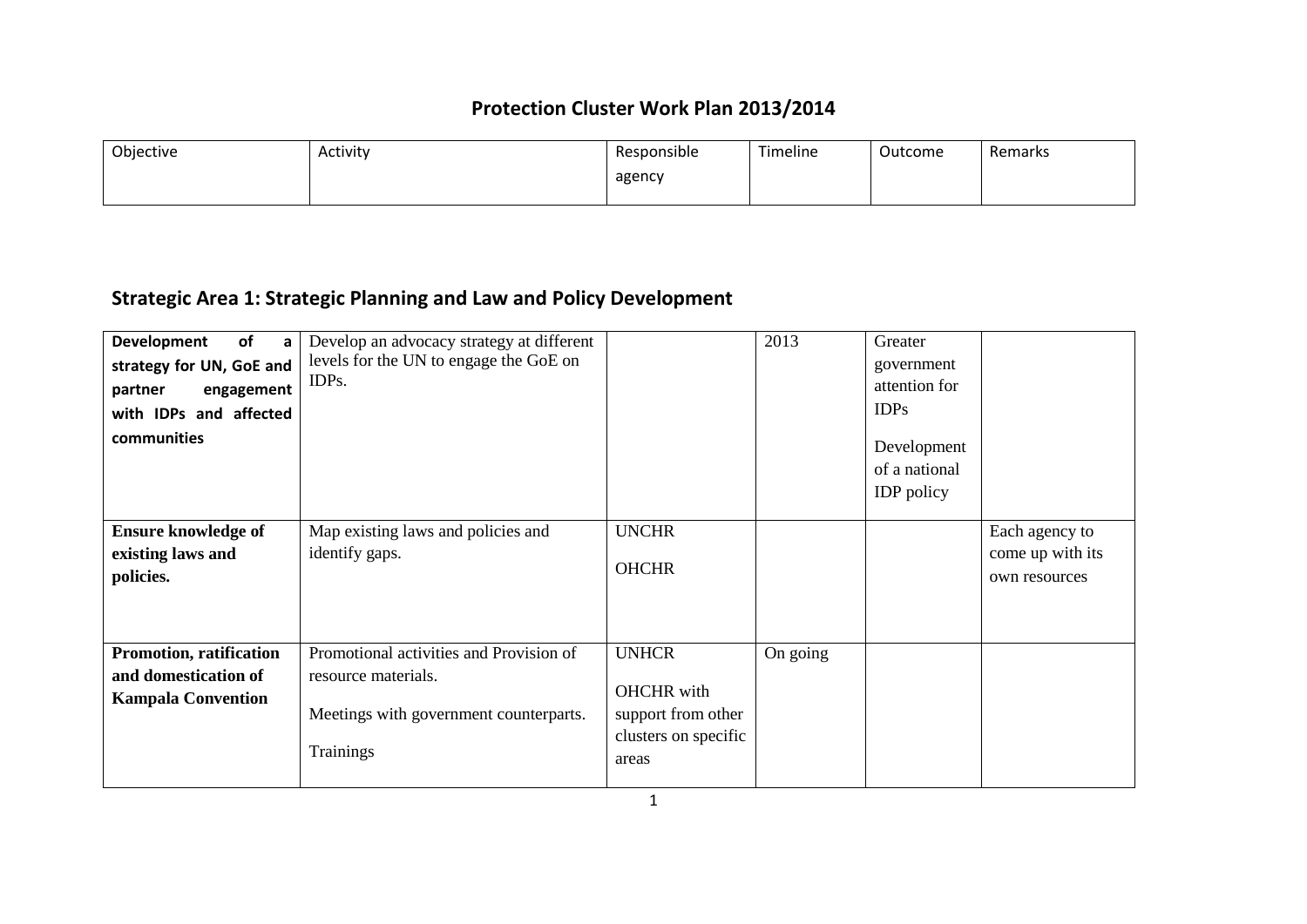# Protection Cluster Work Plan 2013/2014

| Objective | Activity | Responsible agency | Timeline | Outcome | Remarks |
|---|---|---|---|---|---|

## Strategic Area 1: Strategic Planning and Law and Policy Development

| Objective | Activity | Responsible agency | Timeline | Outcome | Remarks |
|---|---|---|---|---|---|
| **Development of a strategy for UN, GoE and partner engagement with IDPs and affected communities** | Develop an advocacy strategy at different levels for the UN to engage the GoE on IDPs. | | 2013 | Greater government attention for IDPs<br><br>Development of a national IDP policy | |
| **Ensure knowledge of existing laws and policies.** | Map existing laws and policies and identify gaps. | UNCHR<br><br>OHCHR | | | Each agency to come up with its own resources |
| **Promotion, ratification and domestication of Kampala Convention** | Promotional activities and Provision of resource materials.<br><br>Meetings with government counterparts.<br><br>Trainings | UNHCR<br><br>OHCHR with support from other clusters on specific areas | On going | | |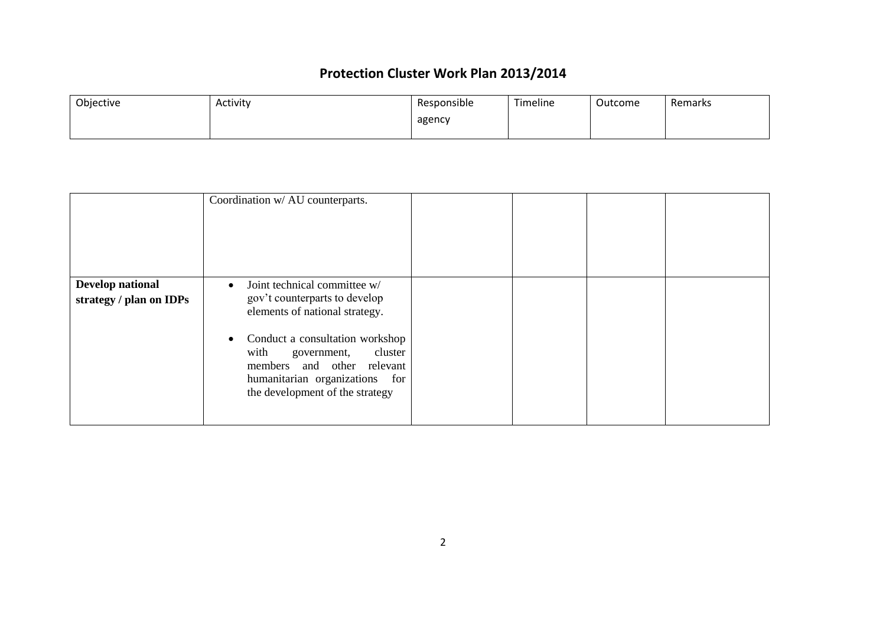# Protection Cluster Work Plan 2013/2014

| Objective | Activity | Responsible agency | Timeline | Outcome | Remarks |
|---|---|---|---|---|---|
| | Coordination w/ AU counterparts. | | | | |
| **Develop national strategy / plan on IDPs** | • Joint technical committee w/ gov't counterparts to develop elements of national strategy.<br><br>• Conduct a consultation workshop with government, cluster members and other relevant humanitarian organizations for the development of the strategy | | | | |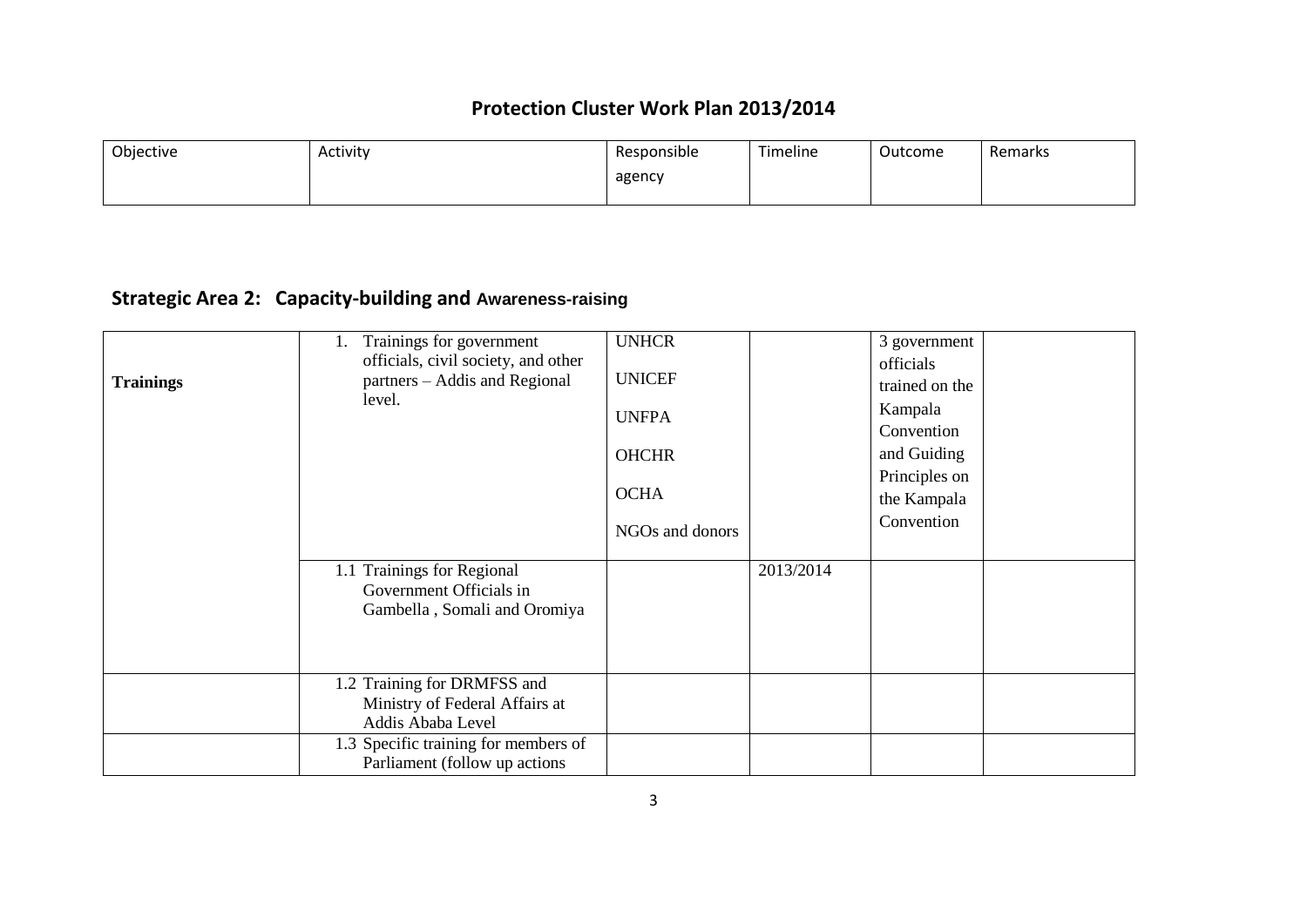# Protection Cluster Work Plan 2013/2014

| Objective | Activity | Responsible agency | Timeline | Outcome | Remarks |
|---|---|---|---|---|---|

## Strategic Area 2: Capacity-building and Awareness-raising

| Objective | Activity | Responsible agency | Timeline | Outcome | Remarks |
|---|---|---|---|---|---|
| **Trainings** | 1. Trainings for government officials, civil society, and other partners – Addis and Regional level. | UNHCR<br><br>UNICEF<br><br>UNFPA<br><br>OHCHR<br><br>OCHA<br><br>NGOs and donors | | 3 government officials trained on the Kampala Convention and Guiding Principles on the Kampala Convention | |
| | 1.1 Trainings for Regional Government Officials in Gambella , Somali and Oromiya | | 2013/2014 | | |
| | 1.2 Training for DRMFSS and Ministry of Federal Affairs at Addis Ababa Level | | | | |
| | 1.3 Specific training for members of Parliament (follow up actions | | | | |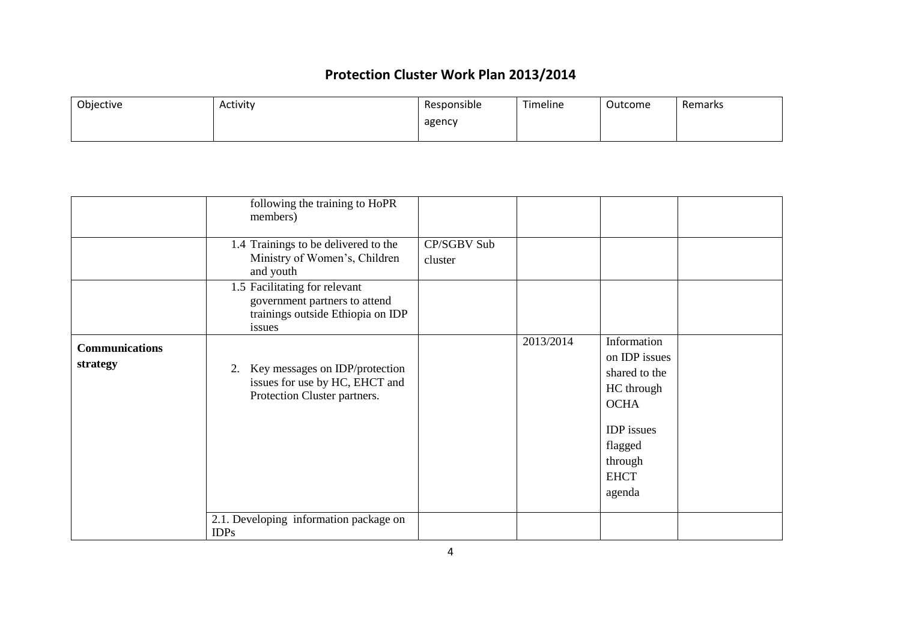# Protection Cluster Work Plan 2013/2014

| Objective | Activity | Responsible agency | Timeline | Outcome | Remarks |
|---|---|---|---|---|---|
| | following the training to HoPR members) | | | | |
| | 1.4 Trainings to be delivered to the Ministry of Women's, Children and youth | CP/SGBV Sub cluster | | | |
| | 1.5 Facilitating for relevant government partners to attend trainings outside Ethiopia on IDP issues | | | | |
| **Communications strategy** | 2. Key messages on IDP/protection issues for use by HC, EHCT and Protection Cluster partners. | | 2013/2014 | Information on IDP issues shared to the HC through OCHA<br><br>IDP issues flagged through EHCT agenda | |
| | 2.1. Developing information package on IDPs | | | | |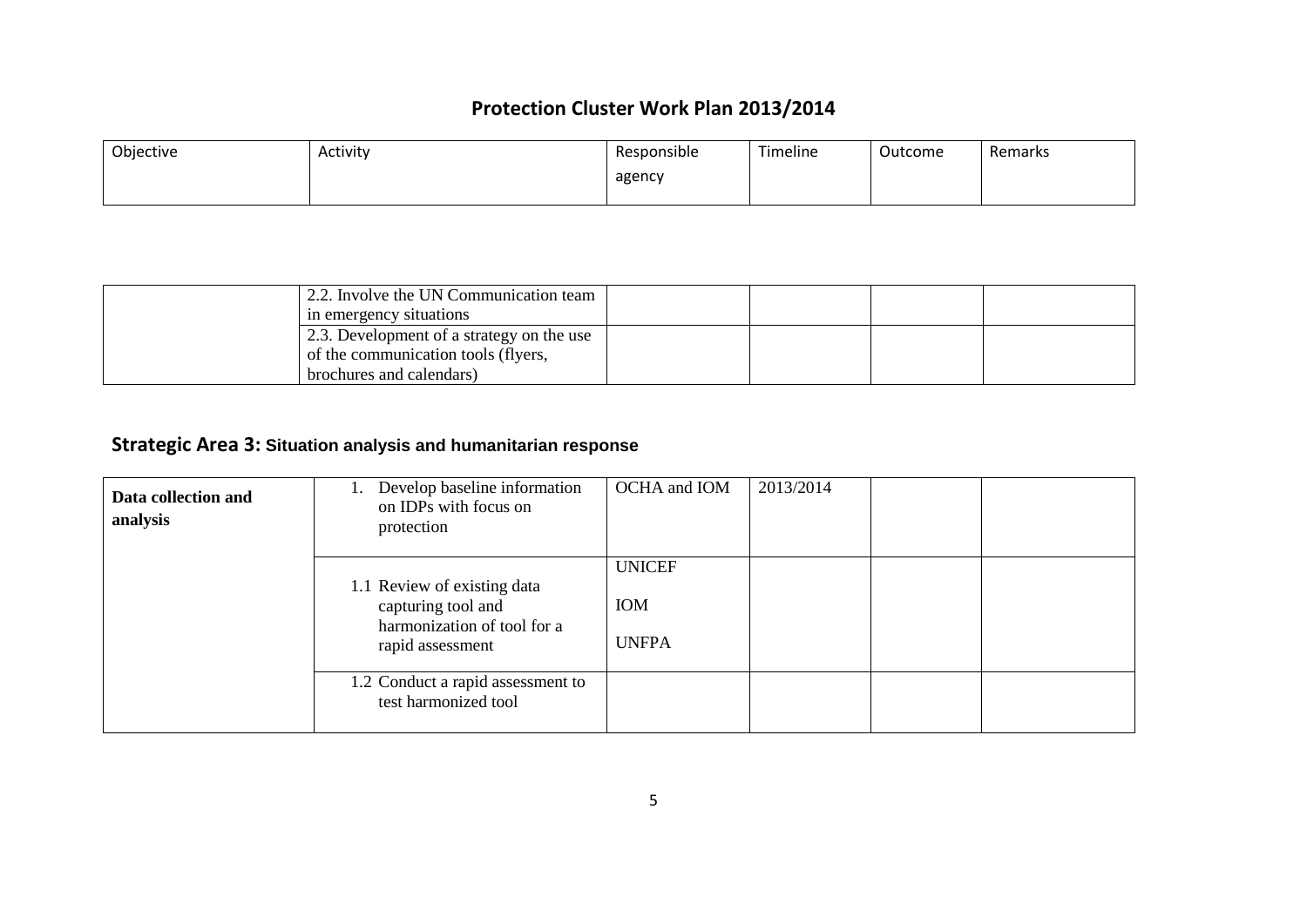# Protection Cluster Work Plan 2013/2014

| Objective | Activity | Responsible agency | Timeline | Outcome | Remarks |
|---|---|---|---|---|---|
| | 2.2. Involve the UN Communication team in emergency situations | | | | |
| | 2.3. Development of a strategy on the use of the communication tools (flyers, brochures and calendars) | | | | |

## Strategic Area 3: Situation analysis and humanitarian response

| Objective | Activity | Responsible agency | Timeline | Outcome | Remarks |
|---|---|---|---|---|---|
| **Data collection and analysis** | 1. Develop baseline information on IDPs with focus on protection | OCHA and IOM | 2013/2014 | | |
| | 1.1 Review of existing data capturing tool and harmonization of tool for a rapid assessment | UNICEF<br>IOM<br>UNFPA | | | |
| | 1.2 Conduct a rapid assessment to test harmonized tool | | | | |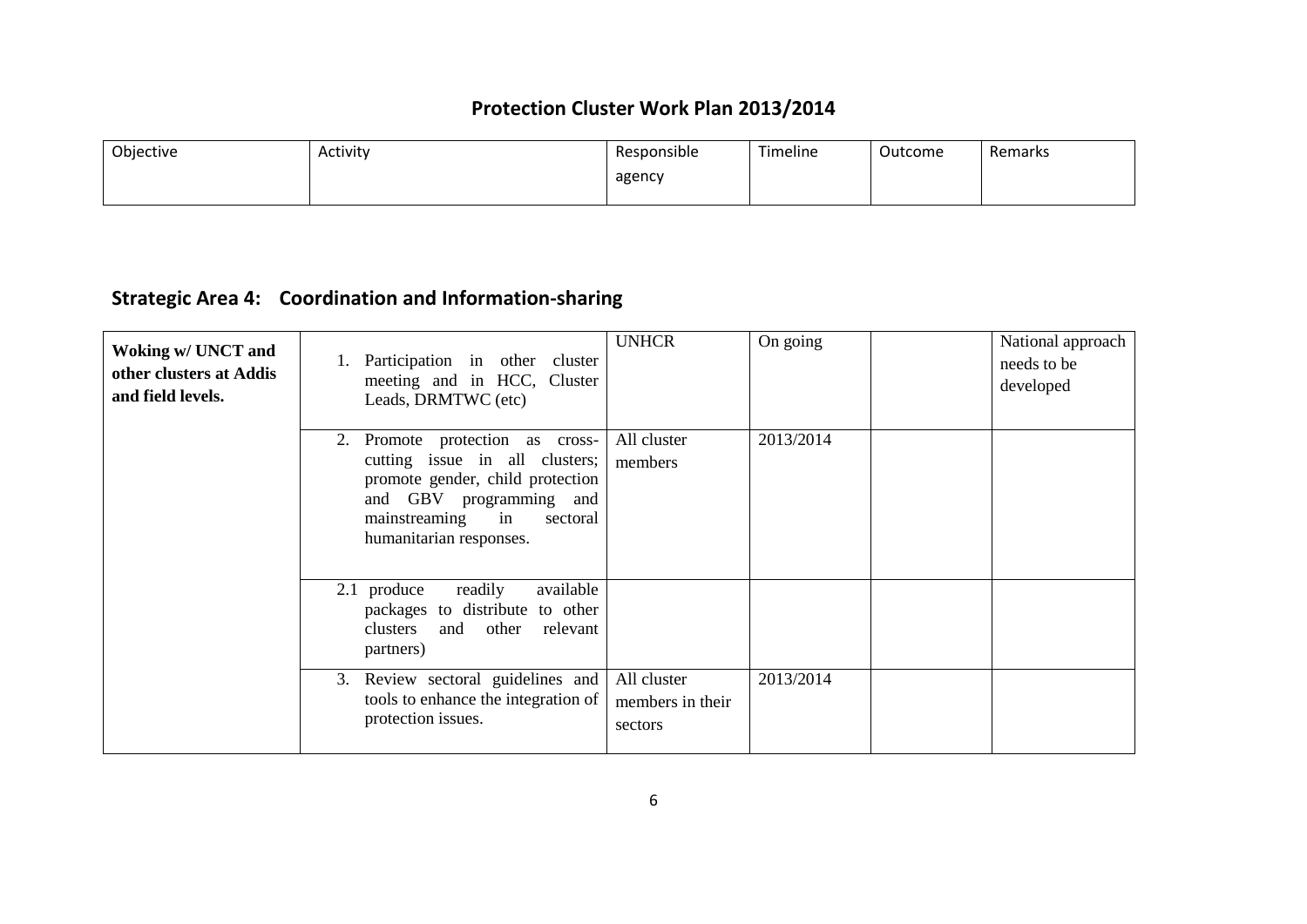## Protection Cluster Work Plan 2013/2014

| Objective | Activity | Responsible agency | Timeline | Outcome | Remarks |
|---|---|---|---|---|---|

## Strategic Area 4: Coordination and Information-sharing

| Objective | Activity | Responsible agency | Timeline | Outcome | Remarks |
|---|---|---|---|---|---|
| **Woking w/ UNCT and other clusters at Addis and field levels.** | 1. Participation in other cluster meeting and in HCC, Cluster Leads, DRMTWC (etc) | UNHCR | On going | | National approach needs to be developed |
| | 2. Promote protection as cross-cutting issue in all clusters; promote gender, child protection and GBV programming and mainstreaming in sectoral humanitarian responses. | All cluster members | 2013/2014 | | |
| | 2.1 produce readily available packages to distribute to other clusters and other relevant partners) | | | | |
| | 3. Review sectoral guidelines and tools to enhance the integration of protection issues. | All cluster members in their sectors | 2013/2014 | | |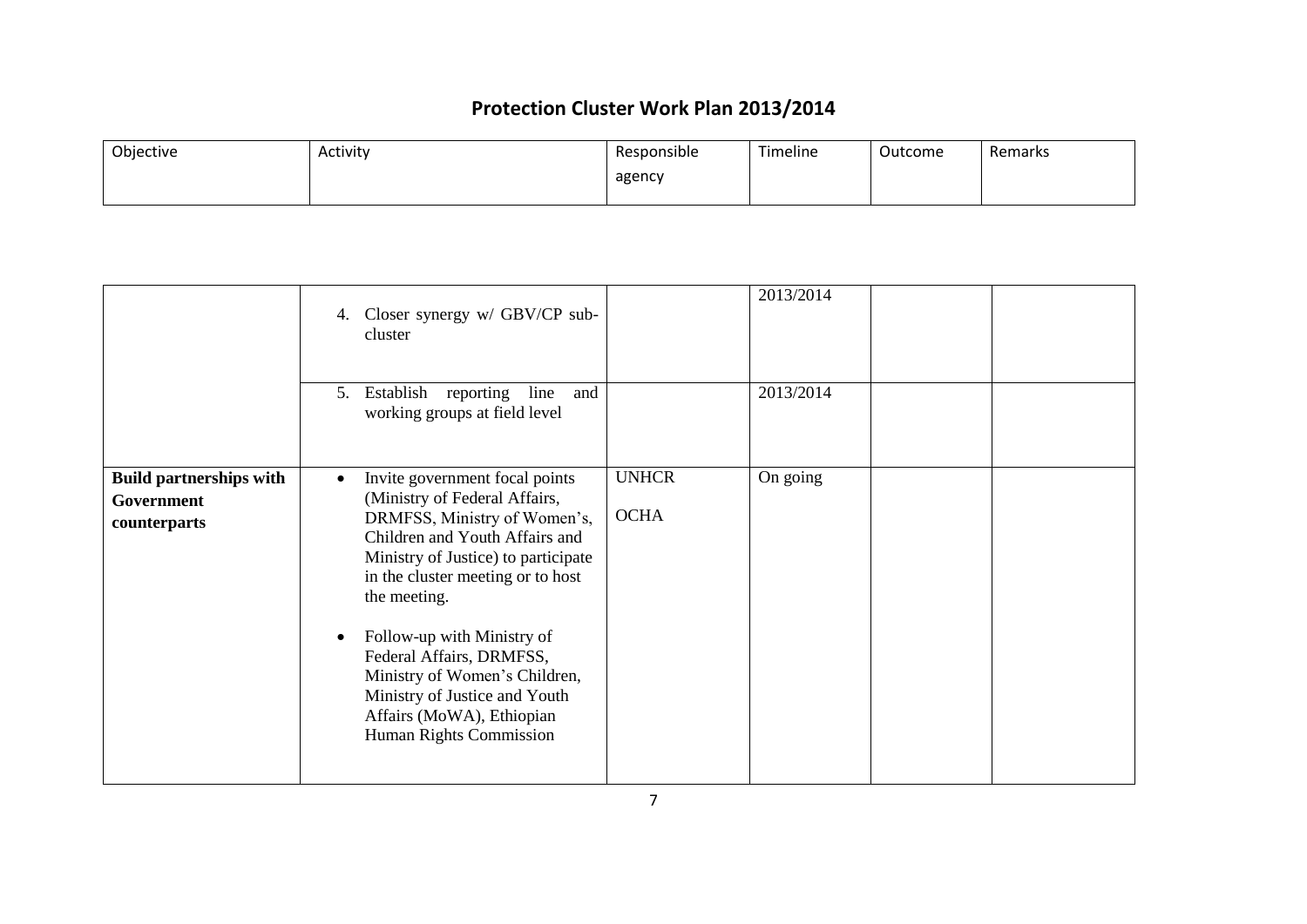## Protection Cluster Work Plan 2013/2014

| Objective | Activity | Responsible agency | Timeline | Outcome | Remarks |
|---|---|---|---|---|---|
| | 4. Closer synergy w/ GBV/CP sub-cluster | | 2013/2014 | | |
| | 5. Establish reporting line and working groups at field level | | 2013/2014 | | |
| **Build partnerships with Government counterparts** | • Invite government focal points (Ministry of Federal Affairs, DRMFSS, Ministry of Women's, Children and Youth Affairs and Ministry of Justice) to participate in the cluster meeting or to host the meeting.<br><br>• Follow-up with Ministry of Federal Affairs, DRMFSS, Ministry of Women's Children, Ministry of Justice and Youth Affairs (MoWA), Ethiopian Human Rights Commission | UNHCR<br><br>OCHA | On going | | |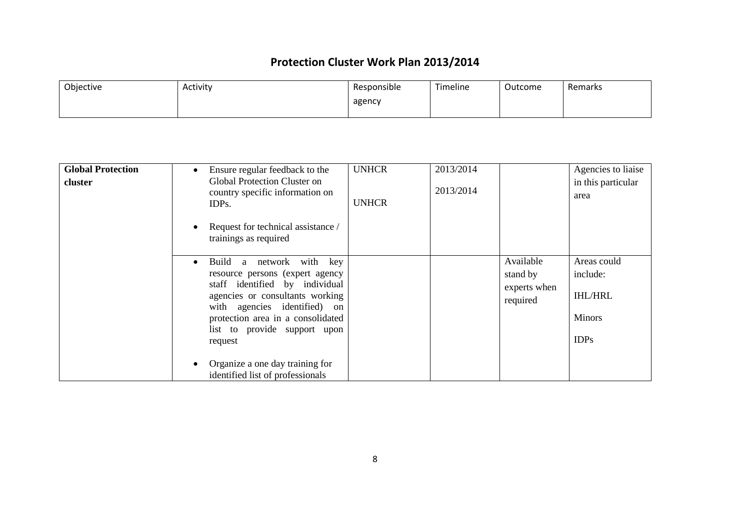# Protection Cluster Work Plan 2013/2014

| Objective | Activity | Responsible agency | Timeline | Outcome | Remarks |
|---|---|---|---|---|---|
| **Global Protection cluster** | • Ensure regular feedback to the Global Protection Cluster on country specific information on IDPs.<br><br>• Request for technical assistance / trainings as required | UNHCR<br><br>UNHCR | 2013/2014<br><br>2013/2014 | | Agencies to liaise in this particular area |
| | • Build a network with key resource persons (expert agency staff identified by individual agencies or consultants working with agencies identified) on protection area in a consolidated list to provide support upon request<br><br>• Organize a one day training for identified list of professionals | | | Available stand by experts when required | Areas could include:<br><br>IHL/HRL<br><br>Minors<br><br>IDPs |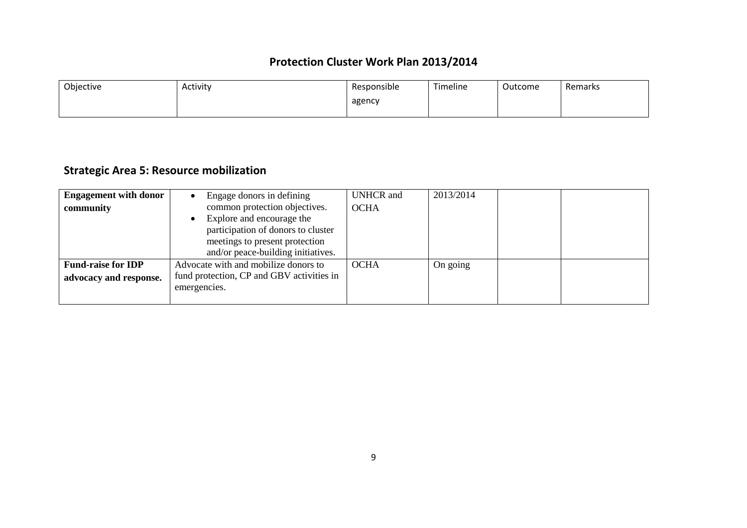# Protection Cluster Work Plan 2013/2014

| Objective | Activity | Responsible agency | Timeline | Outcome | Remarks |
| --- | --- | --- | --- | --- | --- |

## Strategic Area 5: Resource mobilization

| Objective | Activity | Responsible agency | Timeline | Outcome | Remarks |
| --- | --- | --- | --- | --- | --- |
| **Engagement with donor community** | • Engage donors in defining common protection objectives.<br>• Explore and encourage the participation of donors to cluster meetings to present protection and/or peace-building initiatives. | UNHCR and OCHA | 2013/2014 | | |
| **Fund-raise for IDP advocacy and response.** | Advocate with and mobilize donors to fund protection, CP and GBV activities in emergencies. | OCHA | On going | | |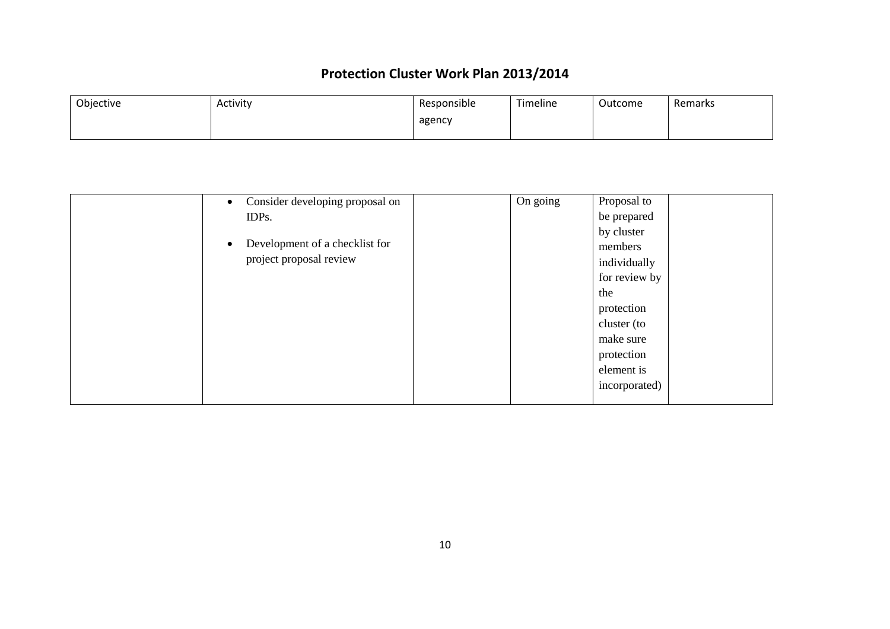## Protection Cluster Work Plan 2013/2014

| Objective | Activity | Responsible agency | Timeline | Outcome | Remarks |
|---|---|---|---|---|---|
| | • Consider developing proposal on IDPs.<br>• Development of a checklist for project proposal review | | On going | Proposal to be prepared by cluster members individually for review by the protection cluster (to make sure protection element is incorporated) | |